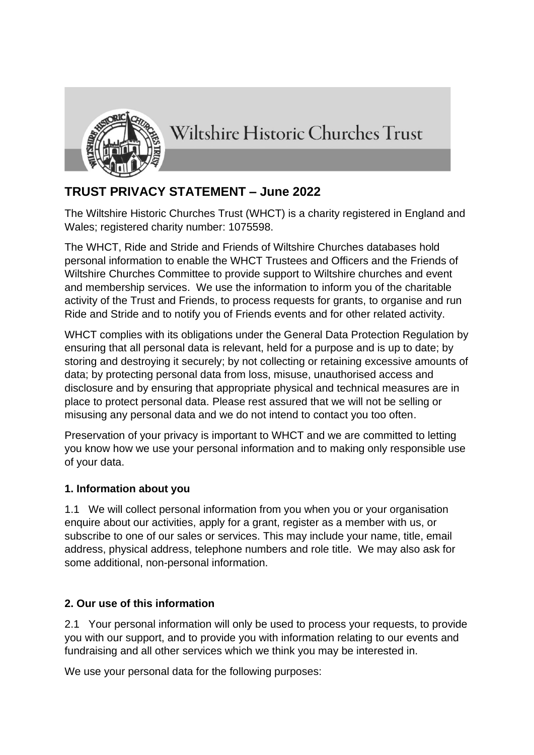Wiltshire Historic Churches Trust

## TRUST PRIVACY STATEMENT – June 2022

The Wiltshire Historic Churches Trust (WHCT) is a charity registered in England and Wales; registered charity number: 1075598.

The WHCT, Ride and Stride and Friends of Wiltshire Churches databases hold personal information to enable the WHCT Trustees and Officers and the Friends of Wiltshire Churches Committee to provide support to Wiltshire churches and event and membership services. We use the information to inform you of the charitable activity of the Trust and Friends, to process requests for grants, to organise and run Ride and Stride and to notify you of Friends events and for other related activity.

WHCT complies with its obligations under the General Data Protection Regulation by ensuring that all personal data is relevant, held for a purpose and is up to date; by storing and destroying it securely; by not collecting or retaining excessive amounts of data; by protecting personal data from loss, misuse, unauthorised access and disclosure and by ensuring that appropriate physical and technical measures are in place to protect personal data. Please rest assured that we will not be selling or misusing any personal data and we do not intend to contact you too often.

Preservation of your privacy is important to WHCT and we are committed to letting you know how we use your personal information and to making only responsible use of your data.

### 1. Information about you

1.1 We will collect personal information from you when you or your organisation enquire about our activities, apply for a grant, register as a member with us, or subscribe to one of our sales or services. This may include your name, title, email address, physical address, telephone numbers and role title. We may also ask for some additional, non-personal information.

### 2. Our use of this information

2.1 Your personal information will only be used to process your requests, to provide you with our support, and to provide you with information relating to our events and fundraising and all other services which we think you may be interested in.

We use your personal data for the following purposes: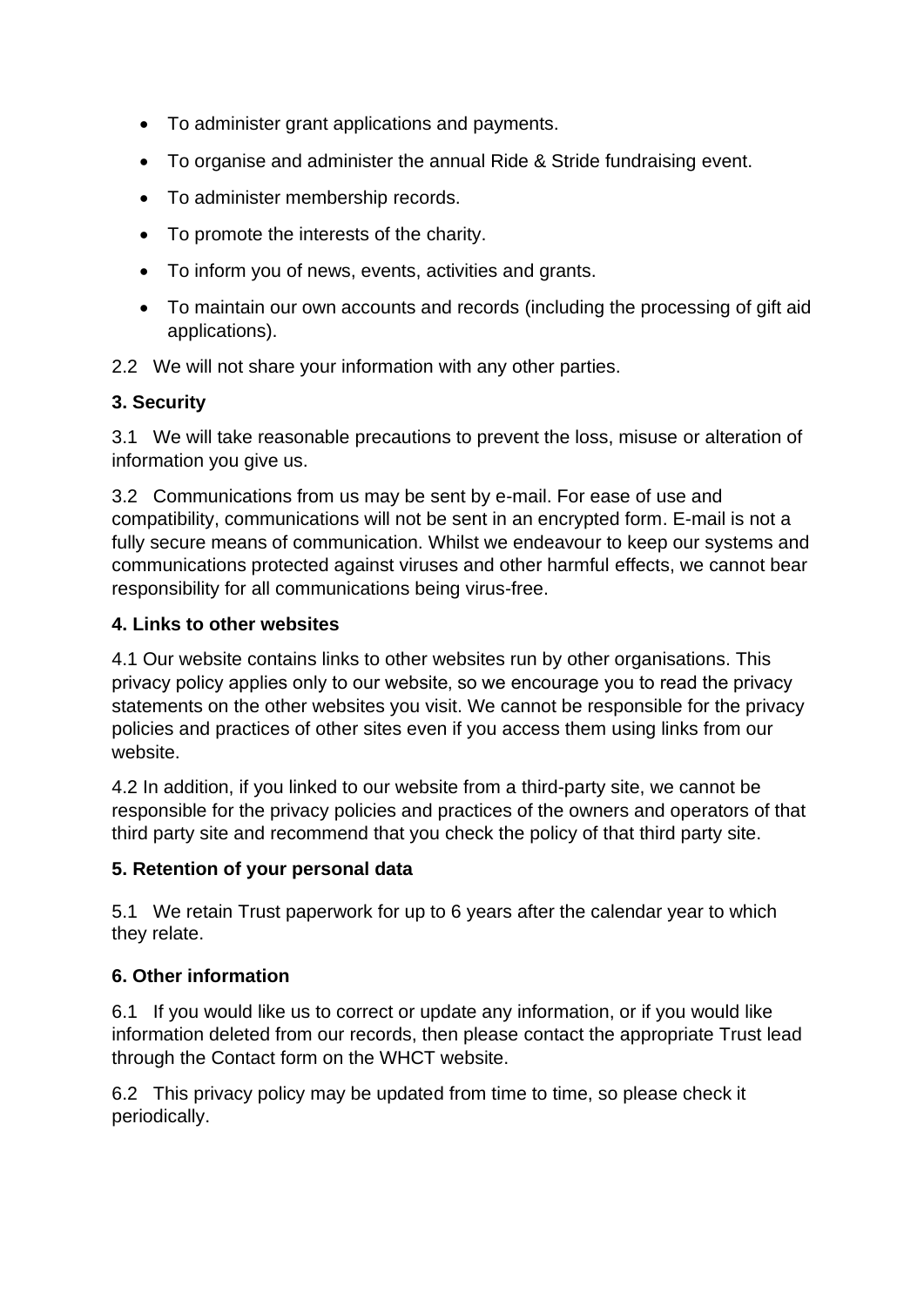- To administer grant applications and payments.
- To organise and administer the annual Ride & Stride fundraising event.
- To administer membership records.
- To promote the interests of the charity.
- To inform you of news, events, activities and grants.
- To maintain our own accounts and records (including the processing of gift aid applications).

2.2 We will not share your information with any other parties.

**3. Security**

3.1 We will take reasonable precautions to prevent the loss, misuse or alteration of information you give us.

3.2 Communications from us may be sent by e-mail. For ease of use and compatibility, communications will not be sent in an encrypted form. E-mail is not a fully secure means of communication. Whilst we endeavour to keep our systems and communications protected against viruses and other harmful effects, we cannot bear responsibility for all communications being virus-free.

**4. Links to other websites**

4.1 Our website contains links to other websites run by other organisations. This privacy policy applies only to our website, so we encourage you to read the privacy statements on the other websites you visit. We cannot be responsible for the privacy policies and practices of other sites even if you access them using links from our website.

4.2 In addition, if you linked to our website from a third-party site, we cannot be responsible for the privacy policies and practices of the owners and operators of that third party site and recommend that you check the policy of that third party site.

**5. Retention of your personal data**

5.1 We retain Trust paperwork for up to 6 years after the calendar year to which they relate.

**6. Other information**

6.1 If you would like us to correct or update any information, or if you would like information deleted from our records, then please contact the appropriate Trust lead through the Contact form on the WHCT website.

6.2 This privacy policy may be updated from time to time, so please check it periodically.